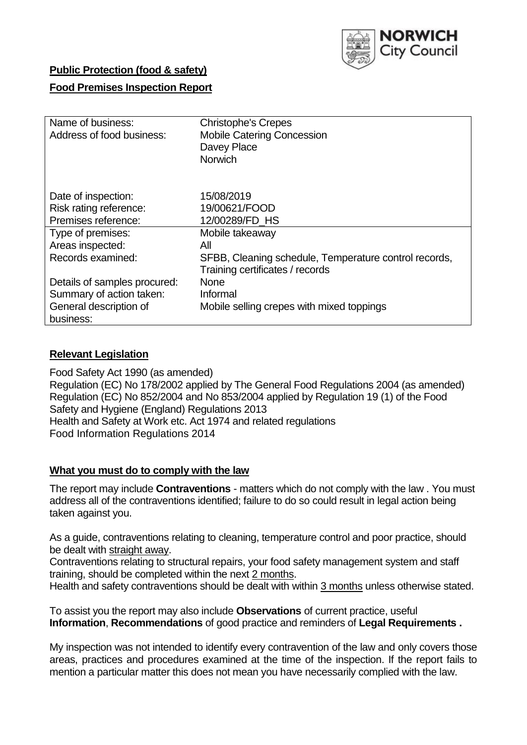NORWICH City Council

**Public Protection (food & safety)**

**Food Premises Inspection Report**

| Name of business: | Christophe's Crepes |
|---|---|
| Address of food business: | Mobile Catering Concession<br>Davey Place<br>Norwich |
| Date of inspection: | 15/08/2019 |
| Risk rating reference: | 19/00621/FOOD |
| Premises reference: | 12/00289/FD_HS |
| Type of premises: | Mobile takeaway |
| Areas inspected: | All |
| Records examined: | SFBB, Cleaning schedule, Temperature control records, Training certificates / records |
| Details of samples procured: | None |
| Summary of action taken: | Informal |
| General description of business: | Mobile selling crepes with mixed toppings |

## Relevant Legislation

Food Safety Act 1990 (as amended)
Regulation (EC) No 178/2002 applied by The General Food Regulations 2004 (as amended)
Regulation (EC) No 852/2004 and No 853/2004 applied by Regulation 19 (1) of the Food Safety and Hygiene (England) Regulations 2013
Health and Safety at Work etc. Act 1974 and related regulations
Food Information Regulations 2014

## What you must do to comply with the law

The report may include **Contraventions** - matters which do not comply with the law . You must address all of the contraventions identified; failure to do so could result in legal action being taken against you.

As a guide, contraventions relating to cleaning, temperature control and poor practice, should be dealt with straight away.

Contraventions relating to structural repairs, your food safety management system and staff training, should be completed within the next 2 months.

Health and safety contraventions should be dealt with within 3 months unless otherwise stated.

To assist you the report may also include **Observations** of current practice, useful **Information**, **Recommendations** of good practice and reminders of **Legal Requirements .**

My inspection was not intended to identify every contravention of the law and only covers those areas, practices and procedures examined at the time of the inspection. If the report fails to mention a particular matter this does not mean you have necessarily complied with the law.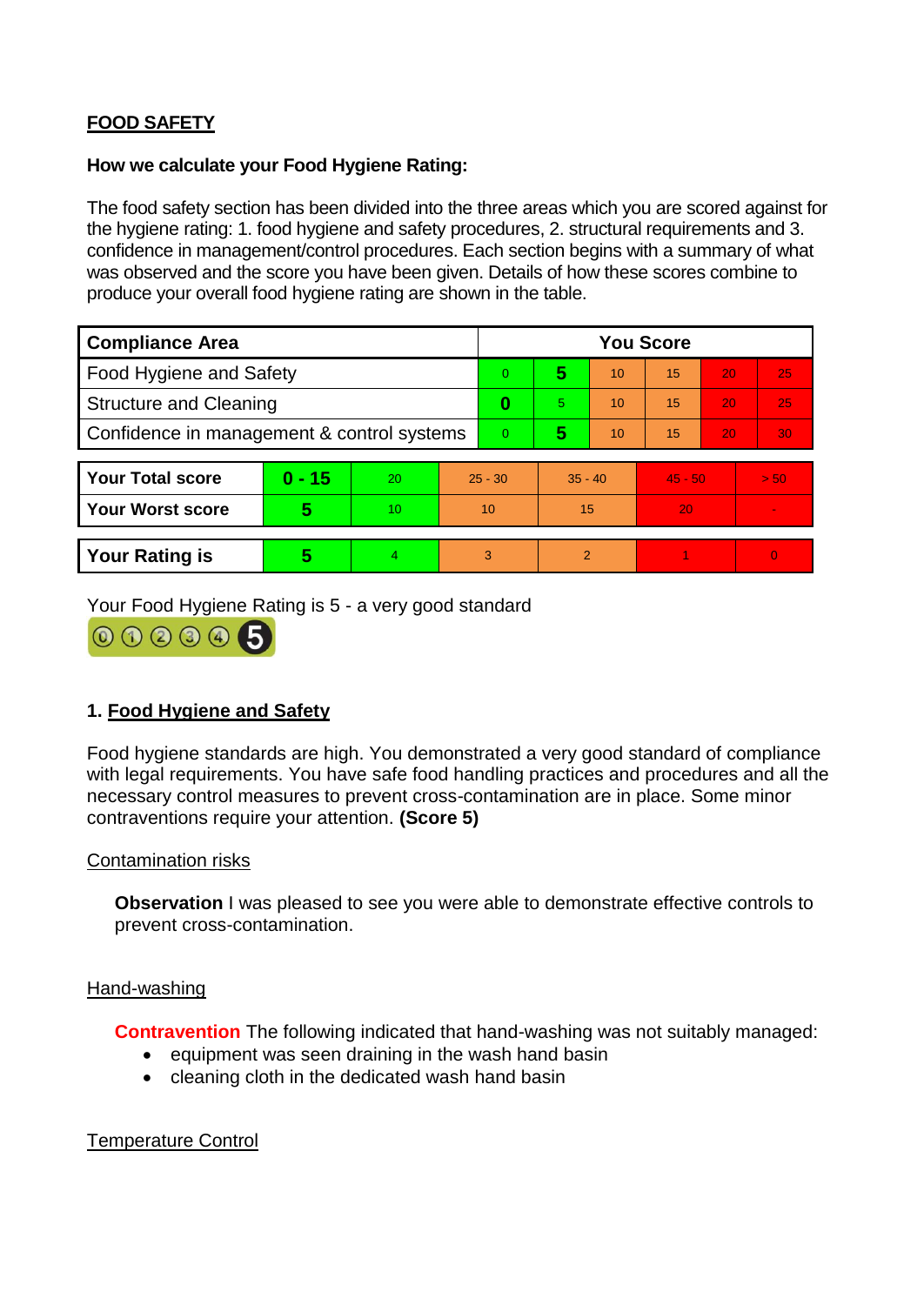## FOOD SAFETY

**How we calculate your Food Hygiene Rating:**

The food safety section has been divided into the three areas which you are scored against for the hygiene rating: 1. food hygiene and safety procedures, 2. structural requirements and 3. confidence in management/control procedures. Each section begins with a summary of what was observed and the score you have been given. Details of how these scores combine to produce your overall food hygiene rating are shown in the table.

| Compliance Area | You Score | | | | | |
|---|---|---|---|---|---|---|
| Food Hygiene and Safety | 0 | **5** | 10 | 15 | 20 | 25 |
| Structure and Cleaning | **0** | 5 | 10 | 15 | 20 | 25 |
| Confidence in management & control systems | 0 | **5** | 10 | 15 | 20 | 30 |

| | | | | | | |
|---|---|---|---|---|---|---|
| **Your Total score** | **0 - 15** | 20 | 25 - 30 | 35 - 40 | 45 - 50 | > 50 |
| **Your Worst score** | **5** | 10 | 10 | 15 | 20 | - |

| | | | | | | |
|---|---|---|---|---|---|---|
| **Your Rating is** | **5** | 4 | 3 | 2 | 1 | 0 |

Your Food Hygiene Rating is 5 - a very good standard

### 1. Food Hygiene and Safety

Food hygiene standards are high. You demonstrated a very good standard of compliance with legal requirements. You have safe food handling practices and procedures and all the necessary control measures to prevent cross-contamination are in place. Some minor contraventions require your attention. **(Score 5)**

Contamination risks

**Observation** I was pleased to see you were able to demonstrate effective controls to prevent cross-contamination.

Hand-washing

**Contravention** The following indicated that hand-washing was not suitably managed:

- equipment was seen draining in the wash hand basin
- cleaning cloth in the dedicated wash hand basin

Temperature Control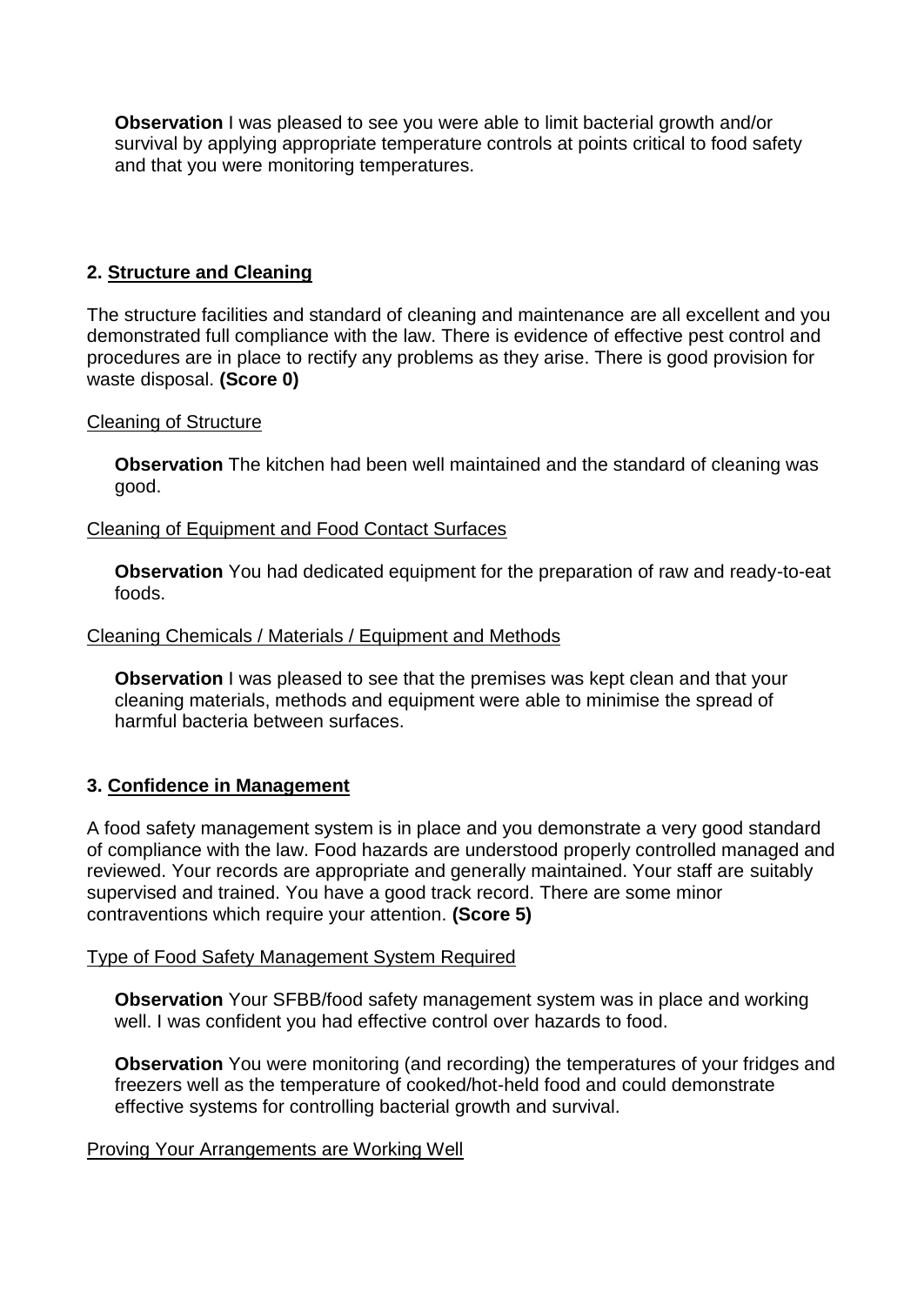**Observation** I was pleased to see you were able to limit bacterial growth and/or survival by applying appropriate temperature controls at points critical to food safety and that you were monitoring temperatures.

## 2. Structure and Cleaning

The structure facilities and standard of cleaning and maintenance are all excellent and you demonstrated full compliance with the law. There is evidence of effective pest control and procedures are in place to rectify any problems as they arise. There is good provision for waste disposal. **(Score 0)**

Cleaning of Structure

**Observation** The kitchen had been well maintained and the standard of cleaning was good.

Cleaning of Equipment and Food Contact Surfaces

**Observation** You had dedicated equipment for the preparation of raw and ready-to-eat foods.

Cleaning Chemicals / Materials / Equipment and Methods

**Observation** I was pleased to see that the premises was kept clean and that your cleaning materials, methods and equipment were able to minimise the spread of harmful bacteria between surfaces.

## 3. Confidence in Management

A food safety management system is in place and you demonstrate a very good standard of compliance with the law. Food hazards are understood properly controlled managed and reviewed. Your records are appropriate and generally maintained. Your staff are suitably supervised and trained. You have a good track record. There are some minor contraventions which require your attention. **(Score 5)**

Type of Food Safety Management System Required

**Observation** Your SFBB/food safety management system was in place and working well. I was confident you had effective control over hazards to food.

**Observation** You were monitoring (and recording) the temperatures of your fridges and freezers well as the temperature of cooked/hot-held food and could demonstrate effective systems for controlling bacterial growth and survival.

Proving Your Arrangements are Working Well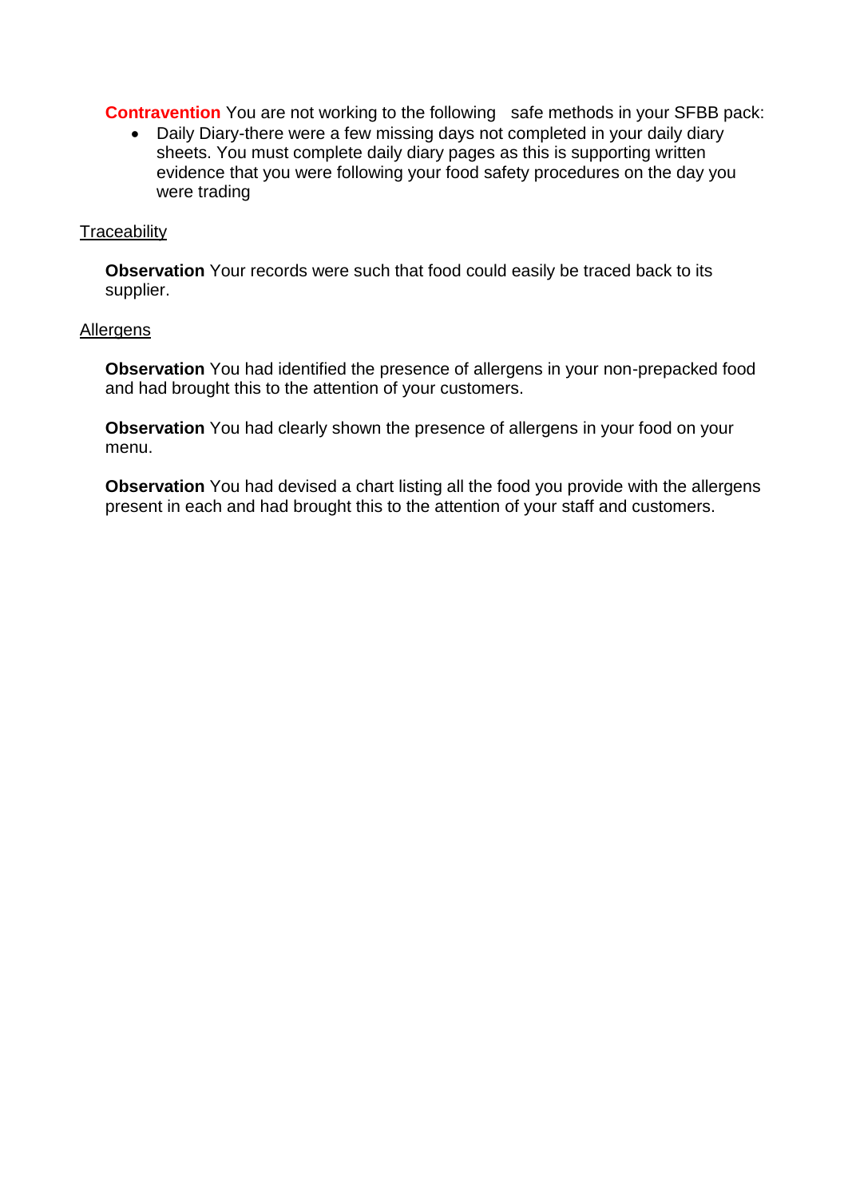**Contravention** You are not working to the following safe methods in your SFBB pack:

- Daily Diary-there were a few missing days not completed in your daily diary sheets. You must complete daily diary pages as this is supporting written evidence that you were following your food safety procedures on the day you were trading

Traceability

**Observation** Your records were such that food could easily be traced back to its supplier.

Allergens

**Observation** You had identified the presence of allergens in your non-prepacked food and had brought this to the attention of your customers.

**Observation** You had clearly shown the presence of allergens in your food on your menu.

**Observation** You had devised a chart listing all the food you provide with the allergens present in each and had brought this to the attention of your staff and customers.